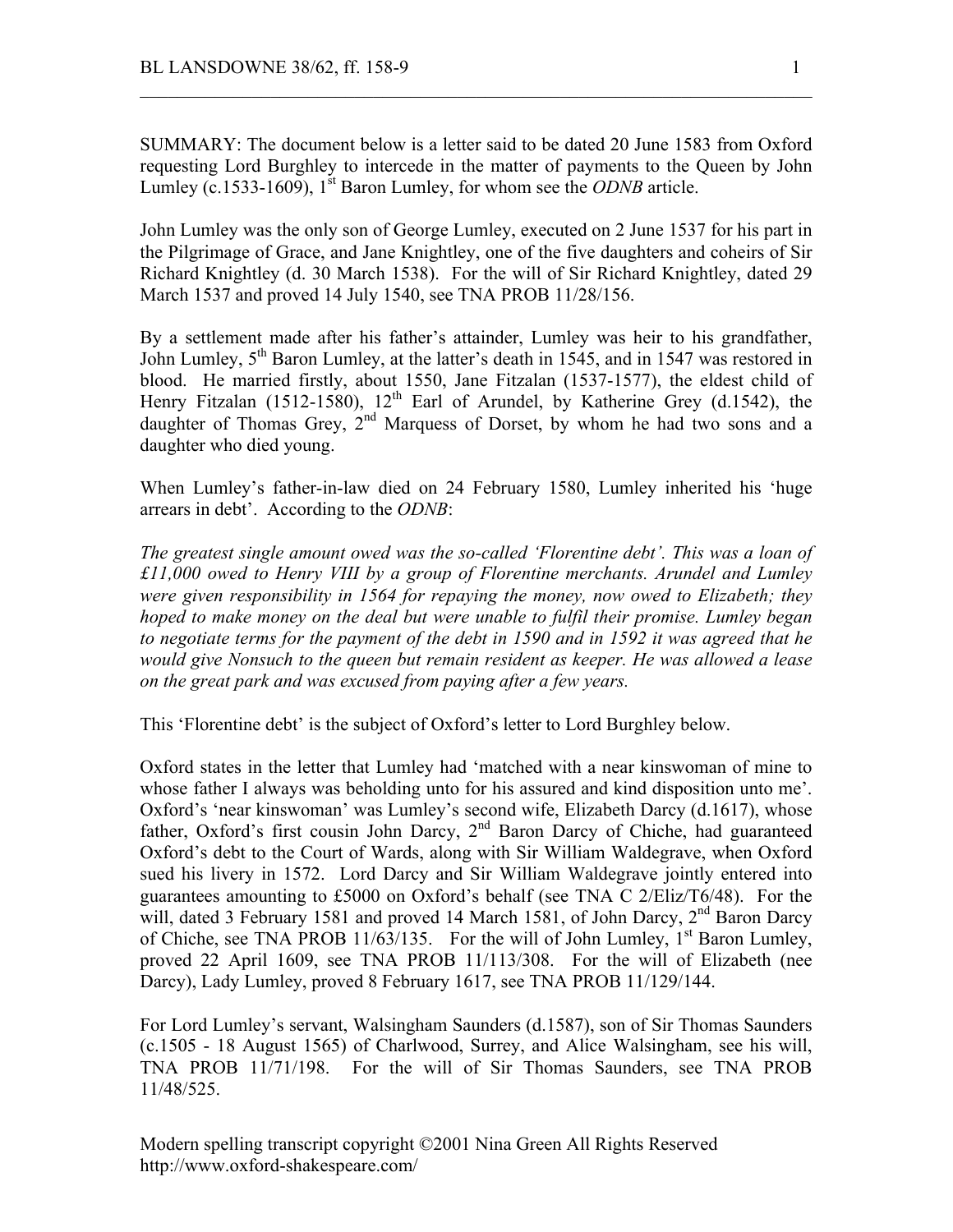SUMMARY: The document below is a letter said to be dated 20 June 1583 from Oxford requesting Lord Burghley to intercede in the matter of payments to the Queen by John Lumley (c.1533-1609), 1st Baron Lumley, for whom see the *ODNB* article.

John Lumley was the only son of George Lumley, executed on 2 June 1537 for his part in the Pilgrimage of Grace, and Jane Knightley, one of the five daughters and coheirs of Sir Richard Knightley (d. 30 March 1538). For the will of Sir Richard Knightley, dated 29 March 1537 and proved 14 July 1540, see TNA PROB 11/28/156.

By a settlement made after his father's attainder, Lumley was heir to his grandfather, John Lumley, 5th Baron Lumley, at the latter's death in 1545, and in 1547 was restored in blood. He married firstly, about 1550, Jane Fitzalan (1537-1577), the eldest child of Henry Fitzalan (1512-1580), 12th Earl of Arundel, by Katherine Grey (d.1542), the daughter of Thomas Grey, 2nd Marquess of Dorset, by whom he had two sons and a daughter who died young.

When Lumley's father-in-law died on 24 February 1580, Lumley inherited his 'huge arrears in debt'. According to the *ODNB*:

*The greatest single amount owed was the so-called 'Florentine debt'. This was a loan of £11,000 owed to Henry VIII by a group of Florentine merchants. Arundel and Lumley were given responsibility in 1564 for repaying the money, now owed to Elizabeth; they hoped to make money on the deal but were unable to fulfil their promise. Lumley began to negotiate terms for the payment of the debt in 1590 and in 1592 it was agreed that he would give Nonsuch to the queen but remain resident as keeper. He was allowed a lease on the great park and was excused from paying after a few years.*

This 'Florentine debt' is the subject of Oxford's letter to Lord Burghley below.

Oxford states in the letter that Lumley had 'matched with a near kinswoman of mine to whose father I always was beholding unto for his assured and kind disposition unto me'. Oxford's 'near kinswoman' was Lumley's second wife, Elizabeth Darcy (d.1617), whose father, Oxford's first cousin John Darcy, 2nd Baron Darcy of Chiche, had guaranteed Oxford's debt to the Court of Wards, along with Sir William Waldegrave, when Oxford sued his livery in 1572. Lord Darcy and Sir William Waldegrave jointly entered into guarantees amounting to £5000 on Oxford's behalf (see TNA C 2/Eliz/T6/48). For the will, dated 3 February 1581 and proved 14 March 1581, of John Darcy, 2nd Baron Darcy of Chiche, see TNA PROB 11/63/135. For the will of John Lumley, 1st Baron Lumley, proved 22 April 1609, see TNA PROB 11/113/308. For the will of Elizabeth (nee Darcy), Lady Lumley, proved 8 February 1617, see TNA PROB 11/129/144.

For Lord Lumley's servant, Walsingham Saunders (d.1587), son of Sir Thomas Saunders (c.1505 - 18 August 1565) of Charlwood, Surrey, and Alice Walsingham, see his will, TNA PROB 11/71/198. For the will of Sir Thomas Saunders, see TNA PROB 11/48/525.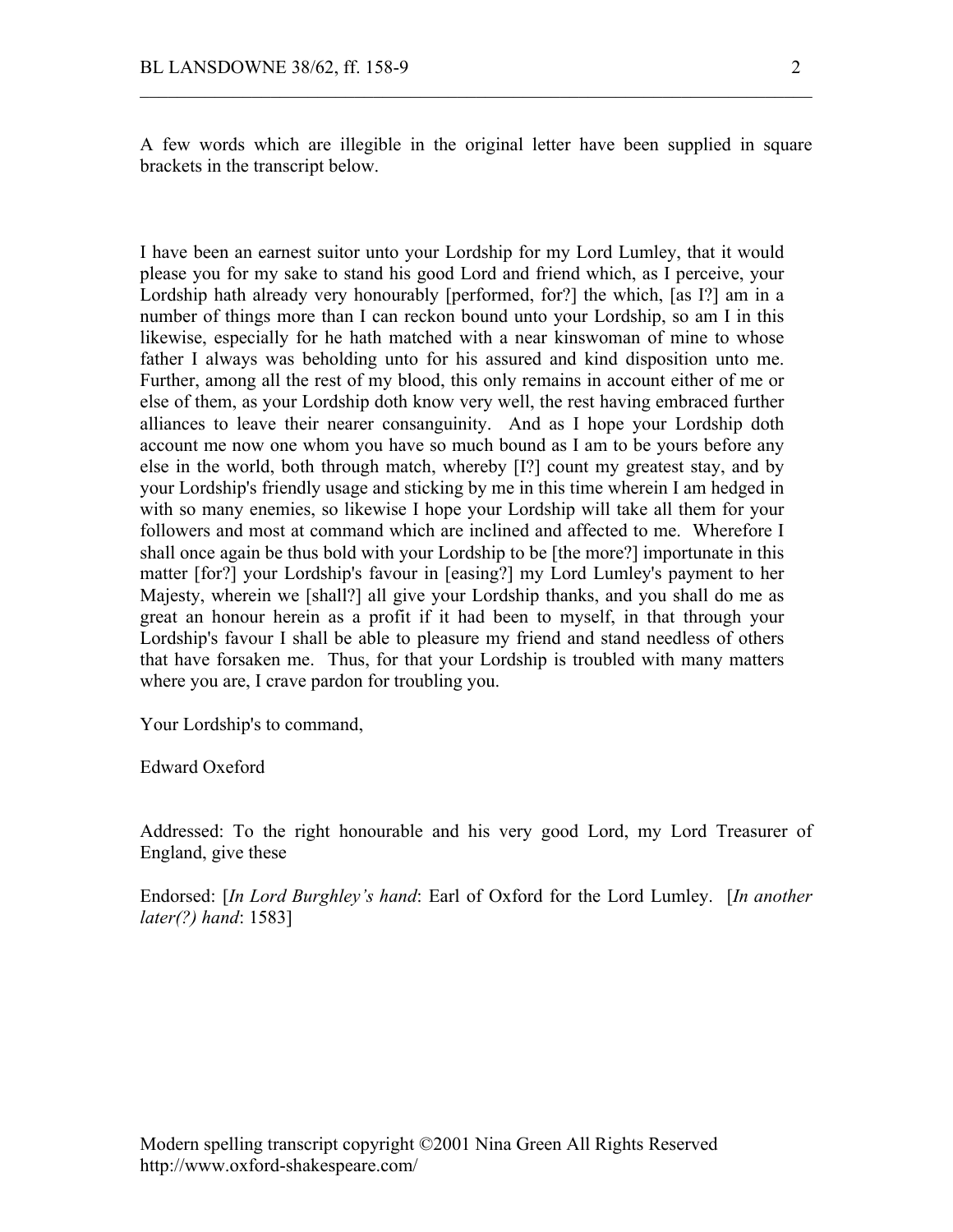A few words which are illegible in the original letter have been supplied in square brackets in the transcript below.

I have been an earnest suitor unto your Lordship for my Lord Lumley, that it would please you for my sake to stand his good Lord and friend which, as I perceive, your Lordship hath already very honourably [performed, for?] the which, [as I?] am in a number of things more than I can reckon bound unto your Lordship, so am I in this likewise, especially for he hath matched with a near kinswoman of mine to whose father I always was beholding unto for his assured and kind disposition unto me. Further, among all the rest of my blood, this only remains in account either of me or else of them, as your Lordship doth know very well, the rest having embraced further alliances to leave their nearer consanguinity. And as I hope your Lordship doth account me now one whom you have so much bound as I am to be yours before any else in the world, both through match, whereby [I?] count my greatest stay, and by your Lordship's friendly usage and sticking by me in this time wherein I am hedged in with so many enemies, so likewise I hope your Lordship will take all them for your followers and most at command which are inclined and affected to me. Wherefore I shall once again be thus bold with your Lordship to be [the more?] importunate in this matter [for?] your Lordship's favour in [easing?] my Lord Lumley's payment to her Majesty, wherein we [shall?] all give your Lordship thanks, and you shall do me as great an honour herein as a profit if it had been to myself, in that through your Lordship's favour I shall be able to pleasure my friend and stand needless of others that have forsaken me. Thus, for that your Lordship is troubled with many matters where you are, I crave pardon for troubling you.

Your Lordship's to command,

Edward Oxeford

Addressed: To the right honourable and his very good Lord, my Lord Treasurer of England, give these

Endorsed: [*In Lord Burghley's hand*: Earl of Oxford for the Lord Lumley. [*In another later(?) hand*: 1583]

Modern spelling transcript copyright ©2001 Nina Green All Rights Reserved
http://www.oxford-shakespeare.com/